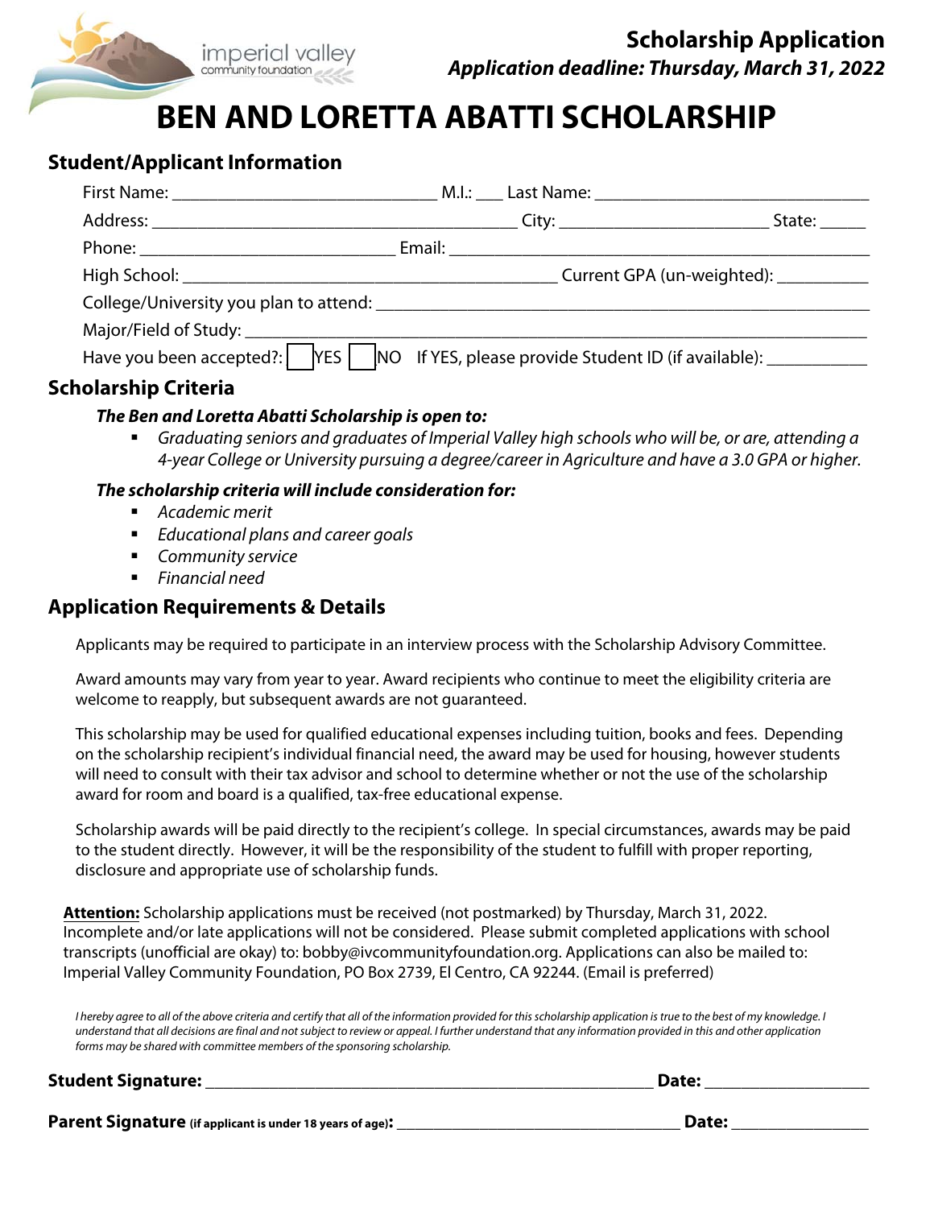imperial valley community foundation

**Scholarship Application**

***Application deadline: Thursday, March 31, 2022***

# BEN AND LORETTA ABATTI SCHOLARSHIP

## Student/Applicant Information

First Name: ____________________________ M.I.: ___ Last Name: ____________________________

Address: ________________________________________ City: ______________________ State: _____

Phone: ____________________________ Email: __________________________________________

High School: ________________________________________ Current GPA (un-weighted): __________

College/University you plan to attend: ____________________________________________________

Major/Field of Study: _______________________________________________________________

Have you been accepted?: ☐ YES ☐ NO If YES, please provide Student ID (if available): __________

## Scholarship Criteria

***The Ben and Loretta Abatti Scholarship is open to:***

- *Graduating seniors and graduates of Imperial Valley high schools who will be, or are, attending a 4-year College or University pursuing a degree/career in Agriculture and have a 3.0 GPA or higher.*

***The scholarship criteria will include consideration for:***

- *Academic merit*
- *Educational plans and career goals*
- *Community service*
- *Financial need*

## Application Requirements & Details

Applicants may be required to participate in an interview process with the Scholarship Advisory Committee.

Award amounts may vary from year to year. Award recipients who continue to meet the eligibility criteria are welcome to reapply, but subsequent awards are not guaranteed.

This scholarship may be used for qualified educational expenses including tuition, books and fees. Depending on the scholarship recipient's individual financial need, the award may be used for housing, however students will need to consult with their tax advisor and school to determine whether or not the use of the scholarship award for room and board is a qualified, tax-free educational expense.

Scholarship awards will be paid directly to the recipient's college. In special circumstances, awards may be paid to the student directly. However, it will be the responsibility of the student to fulfill with proper reporting, disclosure and appropriate use of scholarship funds.

**Attention:** Scholarship applications must be received (not postmarked) by Thursday, March 31, 2022. Incomplete and/or late applications will not be considered. Please submit completed applications with school transcripts (unofficial are okay) to: bobby@ivcommunityfoundation.org. Applications can also be mailed to: Imperial Valley Community Foundation, PO Box 2739, El Centro, CA 92244. (Email is preferred)

*I hereby agree to all of the above criteria and certify that all of the information provided for this scholarship application is true to the best of my knowledge. I understand that all decisions are final and not subject to review or appeal. I further understand that any information provided in this and other application forms may be shared with committee members of the sponsoring scholarship.*

**Student Signature:** ______________________________________________ **Date:** ________________

**Parent Signature** **(if applicant is under 18 years of age):** ______________________________ **Date:** ______________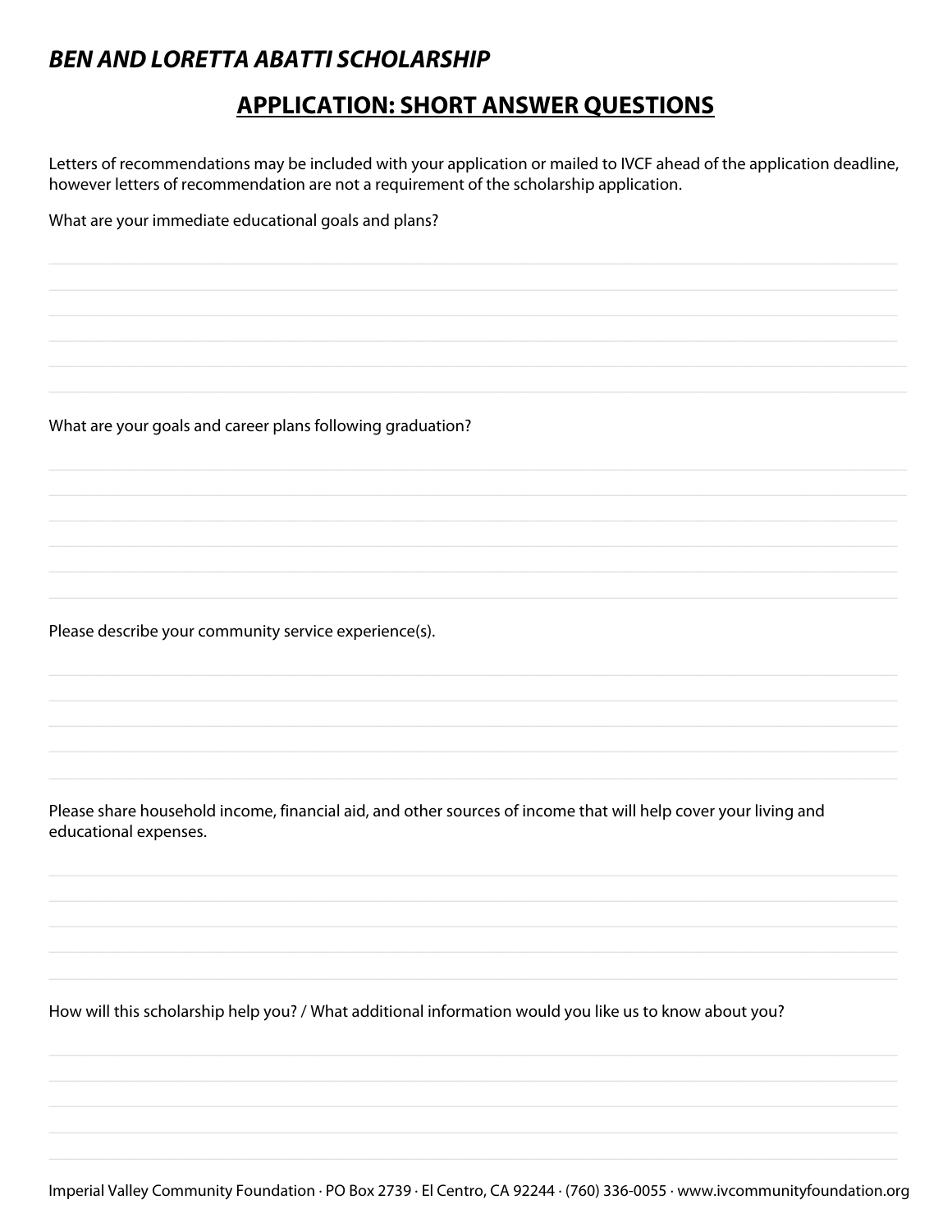***BEN AND LORETTA ABATTI SCHOLARSHIP***

## APPLICATION: SHORT ANSWER QUESTIONS

Letters of recommendations may be included with your application or mailed to IVCF ahead of the application deadline, however letters of recommendation are not a requirement of the scholarship application.

What are your immediate educational goals and plans?

What are your goals and career plans following graduation?

Please describe your community service experience(s).

Please share household income, financial aid, and other sources of income that will help cover your living and educational expenses.

How will this scholarship help you? / What additional information would you like us to know about you?

Imperial Valley Community Foundation · PO Box 2739 · El Centro, CA 92244 · (760) 336-0055 · www.ivcommunityfoundation.org